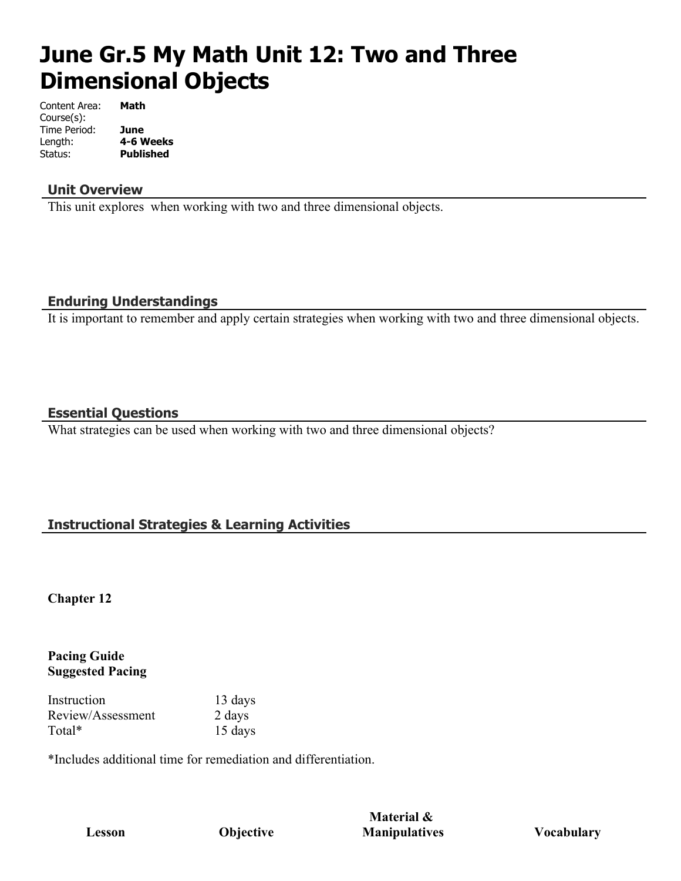# June Gr.5 My Math Unit 12: Two and Three Dimensional Objects

Content Area: **Math**
Course(s):
Time Period: **June**
Length: **4-6 Weeks**
Status: **Published**

## Unit Overview

This unit explores  when working with two and three dimensional objects.

## Enduring Understandings

It is important to remember and apply certain strategies when working with two and three dimensional objects.

## Essential Questions

What strategies can be used when working with two and three dimensional objects?

## Instructional Strategies & Learning Activities

**Chapter 12**

**Pacing Guide**
**Suggested Pacing**

| | |
|---|---|
| Instruction | 13 days |
| Review/Assessment | 2 days |
| Total* | 15 days |

*Includes additional time for remediation and differentiation.

| Lesson | Objective | Material & Manipulatives | Vocabulary |
|---|---|---|---|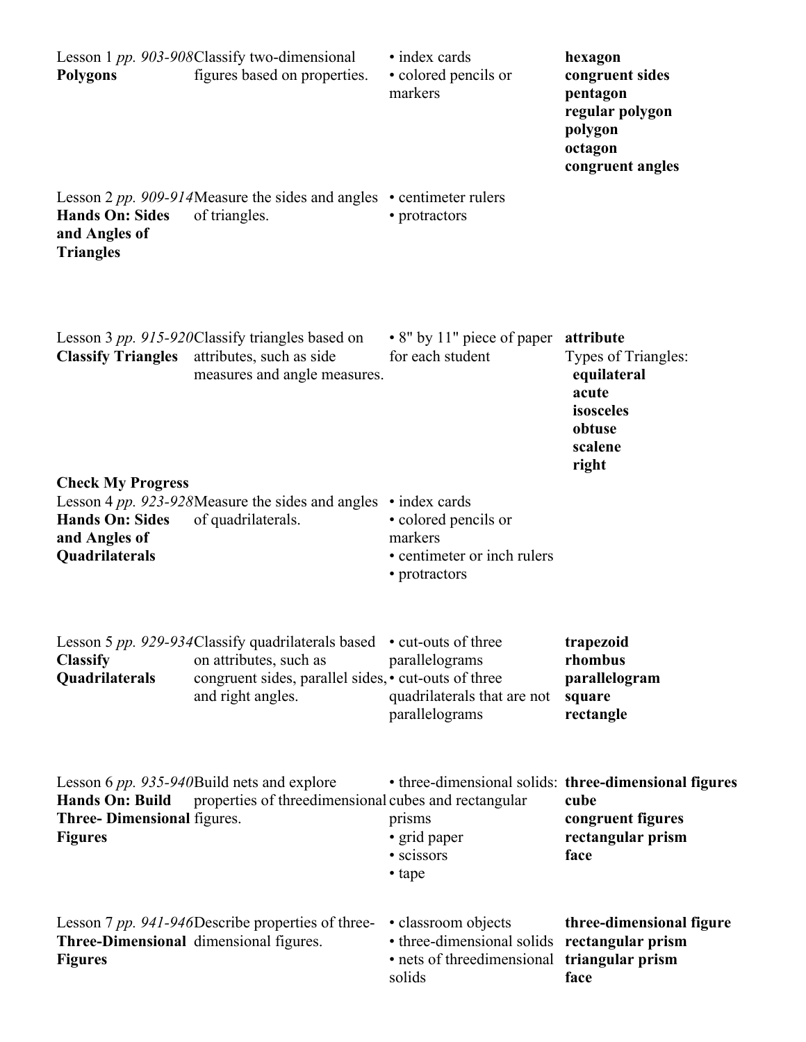| | | | |
|---|---|---|---|
| Lesson 1 *pp. 903-908* **Polygons** | Classify two-dimensional figures based on properties. | • index cards<br>• colored pencils or markers | **hexagon**<br>**congruent sides**<br>**pentagon**<br>**regular polygon**<br>**polygon**<br>**octagon**<br>**congruent angles** |
| Lesson 2 *pp. 909-914* **Hands On: Sides and Angles of Triangles** | Measure the sides and angles of triangles. | • centimeter rulers<br>• protractors | |
| Lesson 3 *pp. 915-920* **Classify Triangles** | Classify triangles based on attributes, such as side measures and angle measures. | • 8" by 11" piece of paper for each student | **attribute**<br>Types of Triangles:<br>**equilateral**<br>**acute**<br>**isosceles**<br>**obtuse**<br>**scalene**<br>**right** |
| **Check My Progress** | | | |
| Lesson 4 *pp. 923-928* **Hands On: Sides and Angles of Quadrilaterals** | Measure the sides and angles of quadrilaterals. | • index cards<br>• colored pencils or markers<br>• centimeter or inch rulers<br>• protractors | |
| Lesson 5 *pp. 929-934* **Classify Quadrilaterals** | Classify quadrilaterals based on attributes, such as congruent sides, parallel sides, and right angles. | • cut-outs of three parallelograms<br>• cut-outs of three quadrilaterals that are not parallelograms | **trapezoid**<br>**rhombus**<br>**parallelogram**<br>**square**<br>**rectangle** |
| Lesson 6 *pp. 935-940* **Hands On: Build Three- Dimensional Figures** | Build nets and explore properties of threedimensional figures. | • three-dimensional solids: cubes and rectangular prisms<br>• grid paper<br>• scissors<br>• tape | **three-dimensional figures**<br>**cube**<br>**congruent figures**<br>**rectangular prism**<br>**face** |
| Lesson 7 *pp. 941-946* **Three-Dimensional Figures** | Describe properties of three-dimensional figures. | • classroom objects<br>• three-dimensional solids<br>• nets of threedimensional solids | **three-dimensional figure**<br>**rectangular prism**<br>**triangular prism**<br>**face** |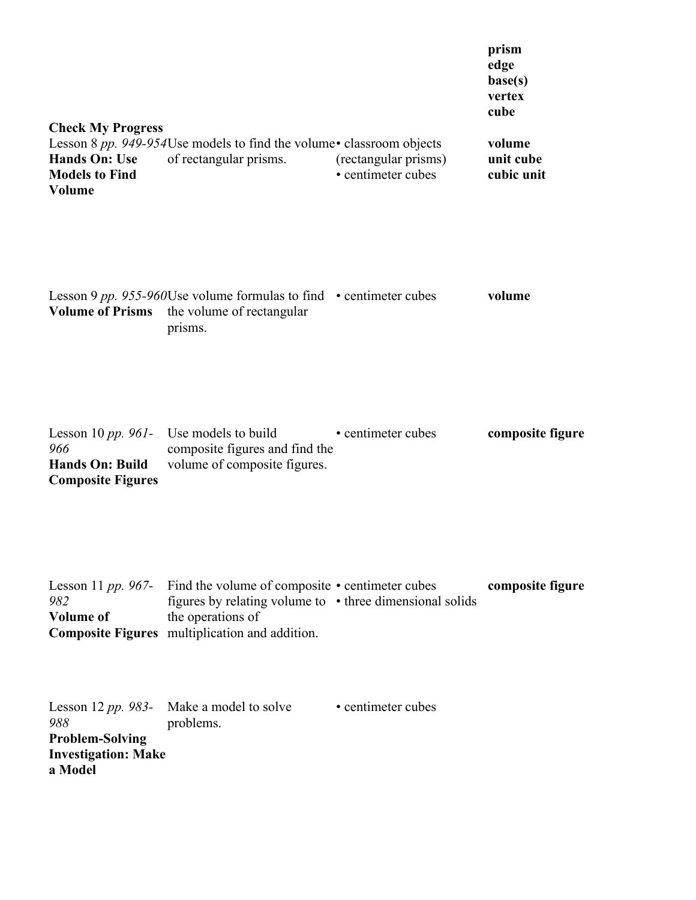| | | | |
|---|---|---|---|
| | | | **prism**<br>**edge**<br>**base(s)**<br>**vertex**<br>**cube** |
| **Check My Progress** | | | |
| Lesson 8 *pp. 949-954*<br>**Hands On: Use Models to Find Volume** | Use models to find the volume of rectangular prisms. | • classroom objects (rectangular prisms)<br>• centimeter cubes | **volume**<br>**unit cube**<br>**cubic unit** |
| Lesson 9 *pp. 955-960*<br>**Volume of Prisms** | Use volume formulas to find the volume of rectangular prisms. | • centimeter cubes | **volume** |
| Lesson 10 *pp. 961-966*<br>**Hands On: Build Composite Figures** | Use models to build composite figures and find the volume of composite figures. | • centimeter cubes | **composite figure** |
| Lesson 11 *pp. 967-982*<br>**Volume of Composite Figures** | Find the volume of composite figures by relating volume to the operations of multiplication and addition. | • centimeter cubes<br>• three dimensional solids | **composite figure** |
| Lesson 12 *pp. 983-988*<br>**Problem-Solving Investigation: Make a Model** | Make a model to solve problems. | • centimeter cubes | |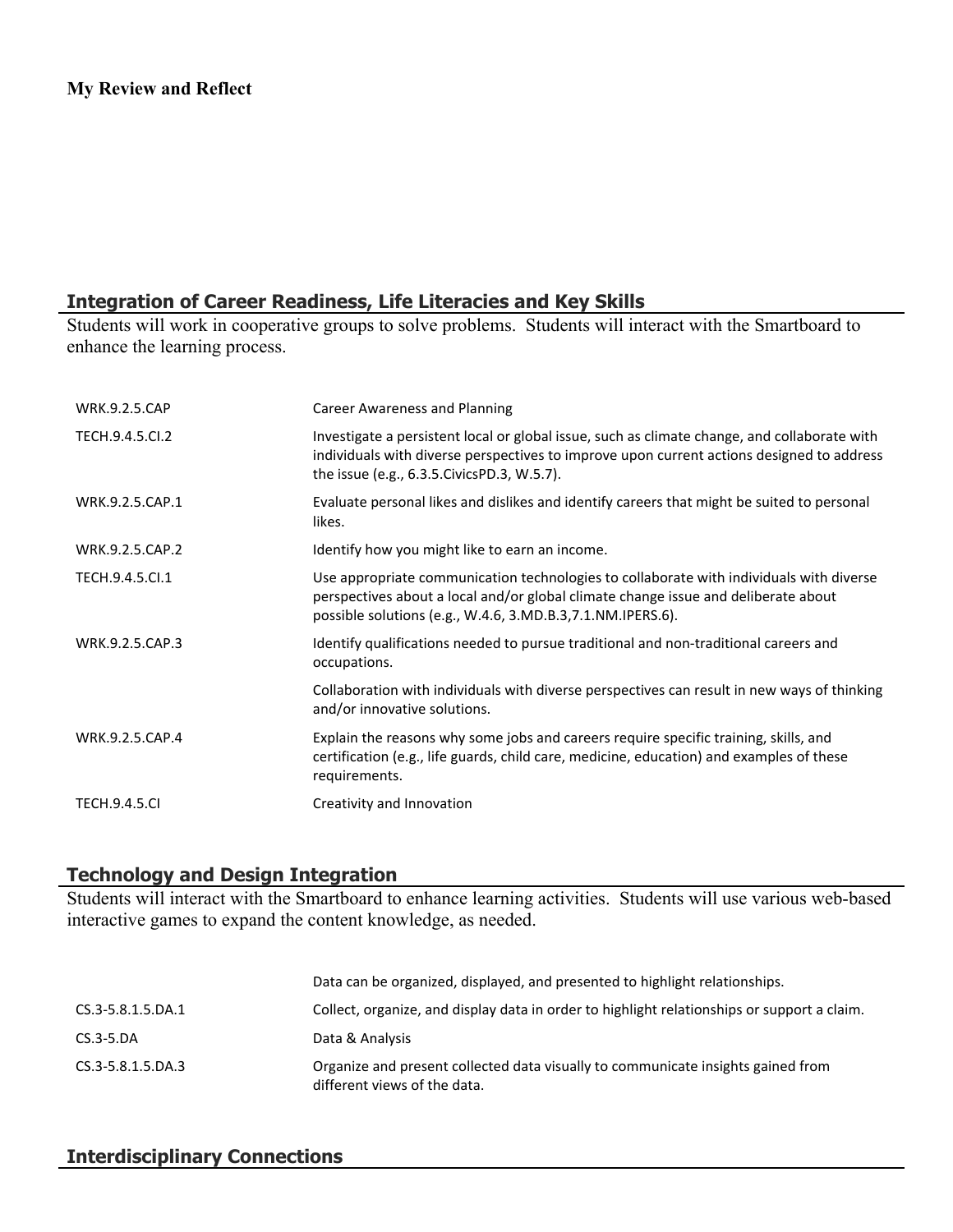**My Review and Reflect**

## Integration of Career Readiness, Life Literacies and Key Skills

Students will work in cooperative groups to solve problems. Students will interact with the Smartboard to enhance the learning process.

| | |
|---|---|
| WRK.9.2.5.CAP | Career Awareness and Planning |
| TECH.9.4.5.CI.2 | Investigate a persistent local or global issue, such as climate change, and collaborate with individuals with diverse perspectives to improve upon current actions designed to address the issue (e.g., 6.3.5.CivicsPD.3, W.5.7). |
| WRK.9.2.5.CAP.1 | Evaluate personal likes and dislikes and identify careers that might be suited to personal likes. |
| WRK.9.2.5.CAP.2 | Identify how you might like to earn an income. |
| TECH.9.4.5.CI.1 | Use appropriate communication technologies to collaborate with individuals with diverse perspectives about a local and/or global climate change issue and deliberate about possible solutions (e.g., W.4.6, 3.MD.B.3,7.1.NM.IPERS.6). |
| WRK.9.2.5.CAP.3 | Identify qualifications needed to pursue traditional and non-traditional careers and occupations. |
| | Collaboration with individuals with diverse perspectives can result in new ways of thinking and/or innovative solutions. |
| WRK.9.2.5.CAP.4 | Explain the reasons why some jobs and careers require specific training, skills, and certification (e.g., life guards, child care, medicine, education) and examples of these requirements. |
| TECH.9.4.5.CI | Creativity and Innovation |

## Technology and Design Integration

Students will interact with the Smartboard to enhance learning activities. Students will use various web-based interactive games to expand the content knowledge, as needed.

| | |
|---|---|
| | Data can be organized, displayed, and presented to highlight relationships. |
| CS.3-5.8.1.5.DA.1 | Collect, organize, and display data in order to highlight relationships or support a claim. |
| CS.3-5.DA | Data & Analysis |
| CS.3-5.8.1.5.DA.3 | Organize and present collected data visually to communicate insights gained from different views of the data. |

## Interdisciplinary Connections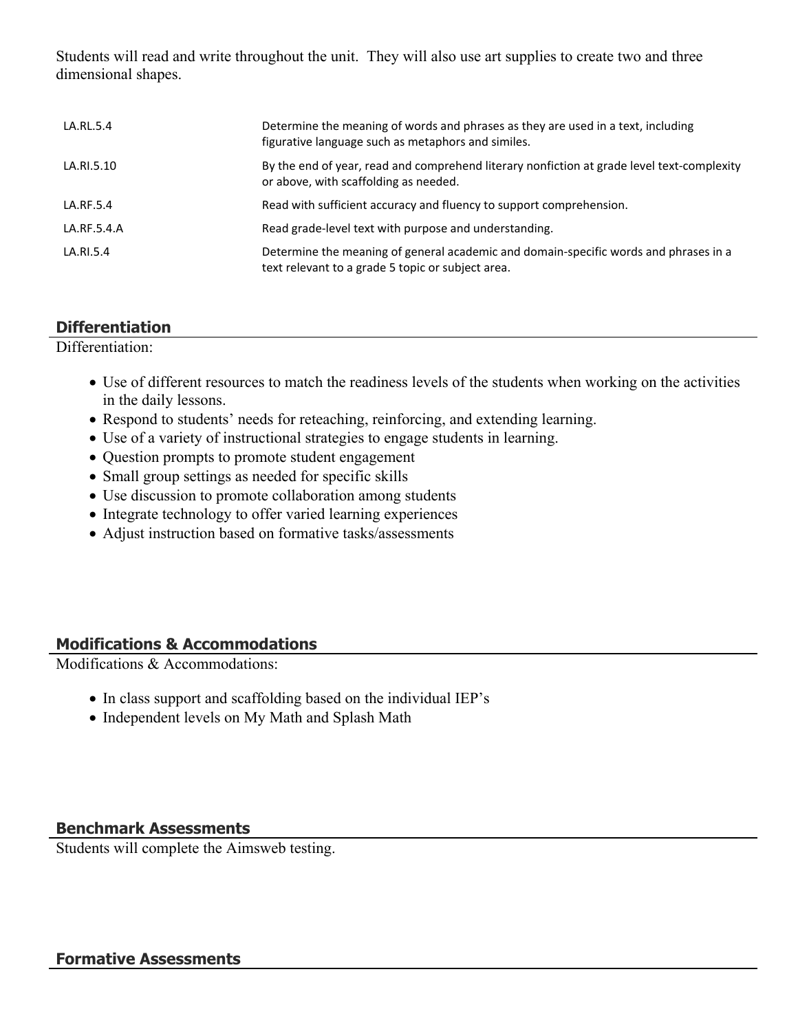Students will read and write throughout the unit. They will also use art supplies to create two and three dimensional shapes.

| | |
|---|---|
| LA.RL.5.4 | Determine the meaning of words and phrases as they are used in a text, including figurative language such as metaphors and similes. |
| LA.RI.5.10 | By the end of year, read and comprehend literary nonfiction at grade level text-complexity or above, with scaffolding as needed. |
| LA.RF.5.4 | Read with sufficient accuracy and fluency to support comprehension. |
| LA.RF.5.4.A | Read grade-level text with purpose and understanding. |
| LA.RI.5.4 | Determine the meaning of general academic and domain-specific words and phrases in a text relevant to a grade 5 topic or subject area. |

## Differentiation

Differentiation:

- Use of different resources to match the readiness levels of the students when working on the activities in the daily lessons.
- Respond to students' needs for reteaching, reinforcing, and extending learning.
- Use of a variety of instructional strategies to engage students in learning.
- Question prompts to promote student engagement
- Small group settings as needed for specific skills
- Use discussion to promote collaboration among students
- Integrate technology to offer varied learning experiences
- Adjust instruction based on formative tasks/assessments

## Modifications & Accommodations

Modifications & Accommodations:

- In class support and scaffolding based on the individual IEP's
- Independent levels on My Math and Splash Math

## Benchmark Assessments

Students will complete the Aimsweb testing.

## Formative Assessments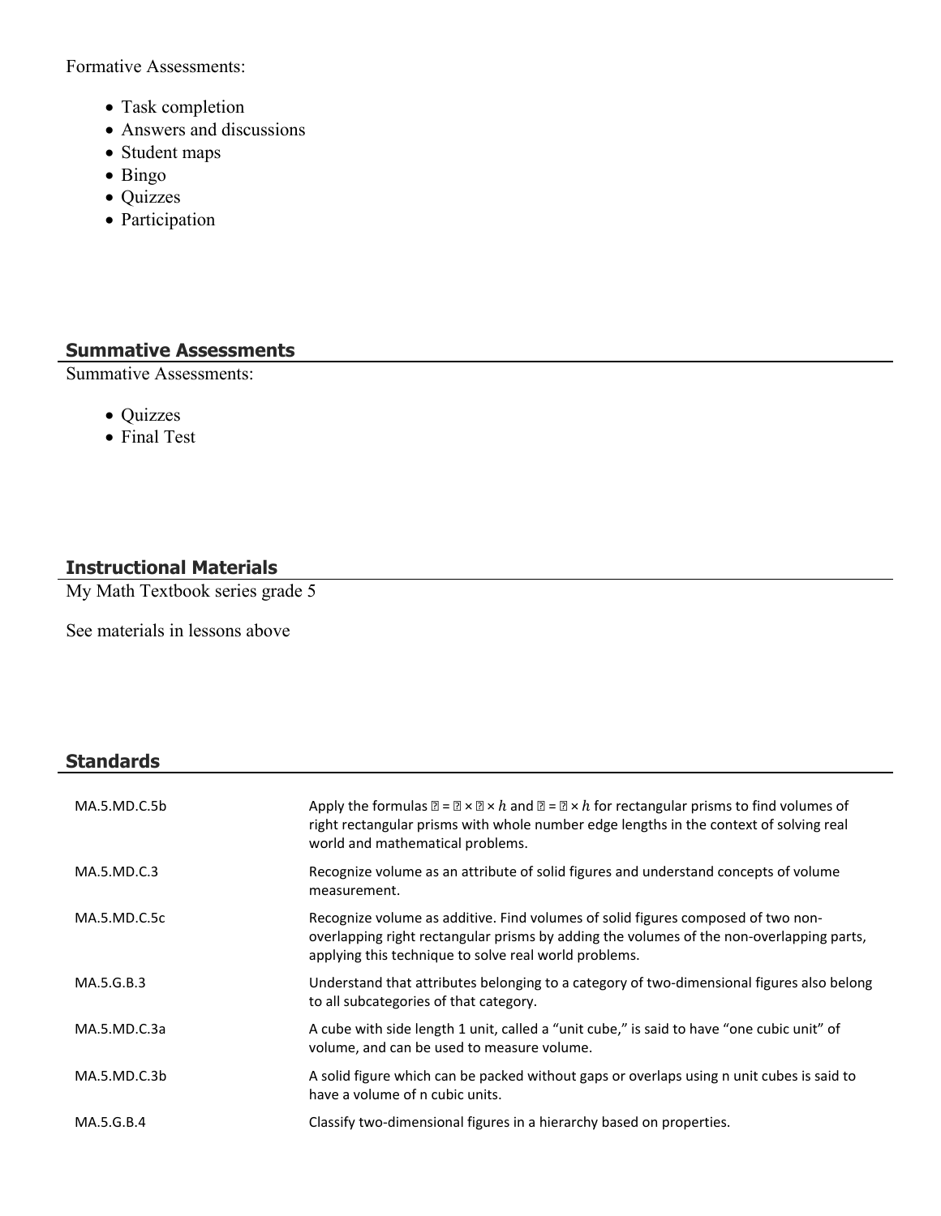Formative Assessments:

- Task completion
- Answers and discussions
- Student maps
- Bingo
- Quizzes
- Participation

## Summative Assessments

Summative Assessments:

- Quizzes
- Final Test

## Instructional Materials

My Math Textbook series grade 5

See materials in lessons above

## Standards

| | |
|---|---|
| MA.5.MD.C.5b | Apply the formulas ⍰ = ⍰ × ⍰ × $h$ and ⍰ = ⍰ × $h$ for rectangular prisms to find volumes of right rectangular prisms with whole number edge lengths in the context of solving real world and mathematical problems. |
| MA.5.MD.C.3 | Recognize volume as an attribute of solid figures and understand concepts of volume measurement. |
| MA.5.MD.C.5c | Recognize volume as additive. Find volumes of solid figures composed of two non-overlapping right rectangular prisms by adding the volumes of the non-overlapping parts, applying this technique to solve real world problems. |
| MA.5.G.B.3 | Understand that attributes belonging to a category of two-dimensional figures also belong to all subcategories of that category. |
| MA.5.MD.C.3a | A cube with side length 1 unit, called a "unit cube," is said to have "one cubic unit" of volume, and can be used to measure volume. |
| MA.5.MD.C.3b | A solid figure which can be packed without gaps or overlaps using n unit cubes is said to have a volume of n cubic units. |
| MA.5.G.B.4 | Classify two-dimensional figures in a hierarchy based on properties. |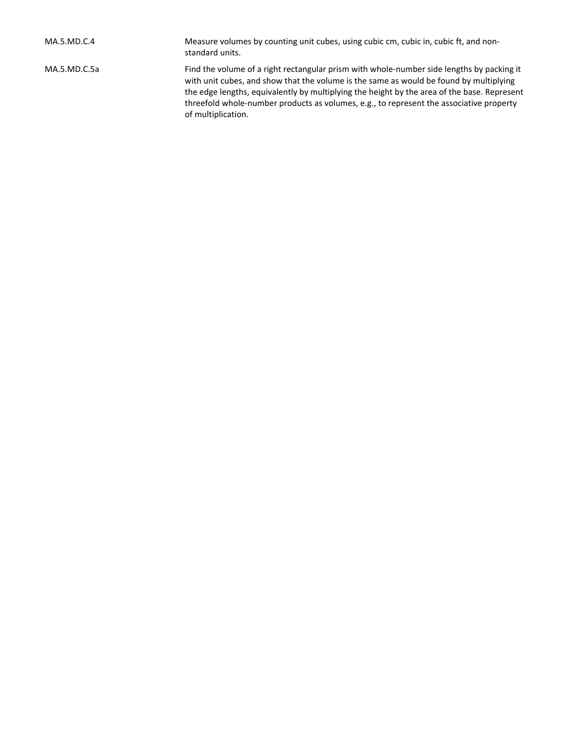| | |
|---|---|
| MA.5.MD.C.4 | Measure volumes by counting unit cubes, using cubic cm, cubic in, cubic ft, and non-standard units. |
| MA.5.MD.C.5a | Find the volume of a right rectangular prism with whole-number side lengths by packing it with unit cubes, and show that the volume is the same as would be found by multiplying the edge lengths, equivalently by multiplying the height by the area of the base. Represent threefold whole-number products as volumes, e.g., to represent the associative property of multiplication. |